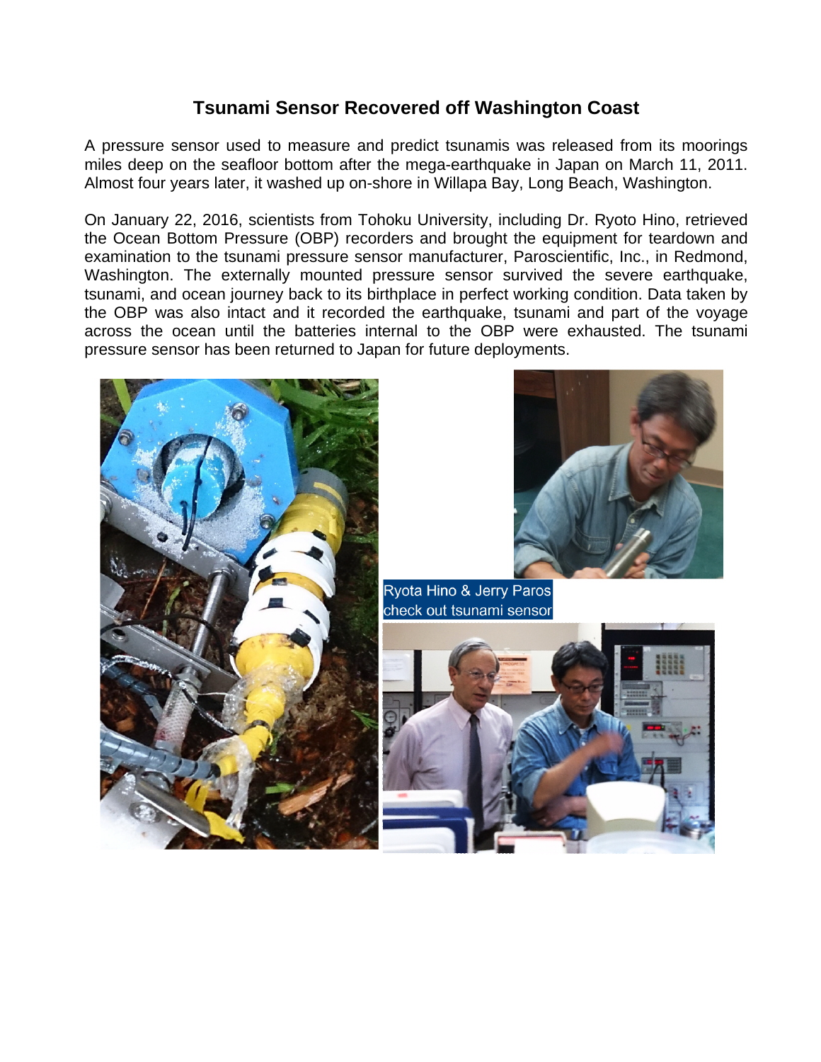# Tsunami Sensor Recovered off Washington Coast

A pressure sensor used to measure and predict tsunamis was released from its moorings miles deep on the seafloor bottom after the mega-earthquake in Japan on March 11, 2011. Almost four years later, it washed up on-shore in Willapa Bay, Long Beach, Washington.

On January 22, 2016, scientists from Tohoku University, including Dr. Ryoto Hino, retrieved the Ocean Bottom Pressure (OBP) recorders and brought the equipment for teardown and examination to the tsunami pressure sensor manufacturer, Paroscientific, Inc., in Redmond, Washington. The externally mounted pressure sensor survived the severe earthquake, tsunami, and ocean journey back to its birthplace in perfect working condition. Data taken by the OBP was also intact and it recorded the earthquake, tsunami and part of the voyage across the ocean until the batteries internal to the OBP were exhausted. The tsunami pressure sensor has been returned to Japan for future deployments.

Ryota Hino & Jerry Paros check out tsunami sensor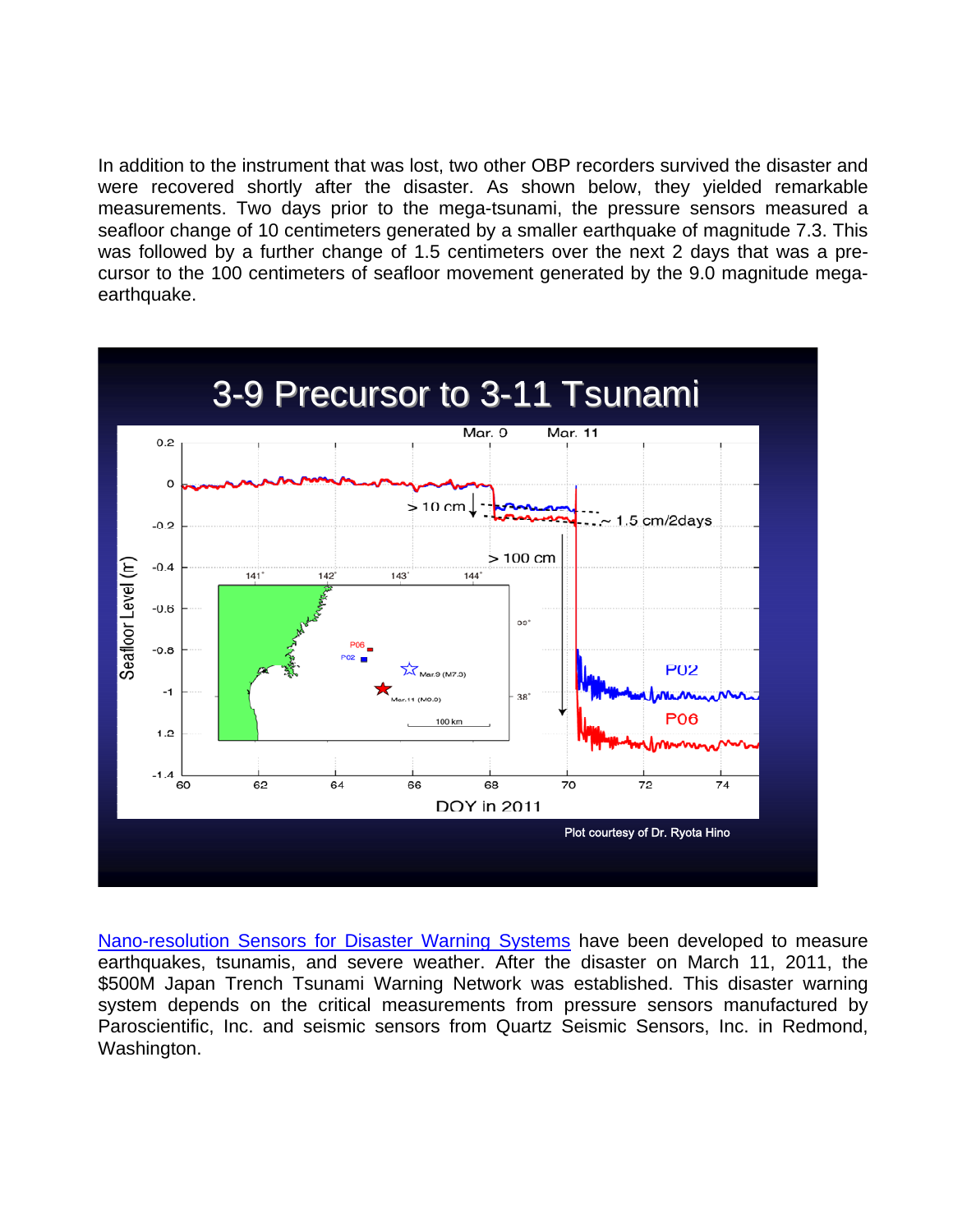In addition to the instrument that was lost, two other OBP recorders survived the disaster and were recovered shortly after the disaster. As shown below, they yielded remarkable measurements. Two days prior to the mega-tsunami, the pressure sensors measured a seafloor change of 10 centimeters generated by a smaller earthquake of magnitude 7.3. This was followed by a further change of 1.5 centimeters over the next 2 days that was a pre-cursor to the 100 centimeters of seafloor movement generated by the 9.0 magnitude mega-earthquake.

3-9 Precursor to 3-11 Tsunami

Mar. 9
Mar. 11
0.2
0
-0.2
-0.4
-0.6
-0.8
-1
-1.2
-1.4
Seafloor Level (m)
> 10 cm
~ 1.5 cm/2days
> 100 cm
141°
142°
143°
144°
39°
38°
P06
P02
Mar.9 (M7.3)
Mar.11 (M9.0)
100 km
P02
P06
60
62
64
66
68
70
72
74
DOY in 2011

Plot courtesy of Dr. Ryota Hino

[Nano-resolution Sensors for Disaster Warning Systems]() have been developed to measure earthquakes, tsunamis, and severe weather. After the disaster on March 11, 2011, the $500M Japan Trench Tsunami Warning Network was established. This disaster warning system depends on the critical measurements from pressure sensors manufactured by Paroscientific, Inc. and seismic sensors from Quartz Seismic Sensors, Inc. in Redmond, Washington.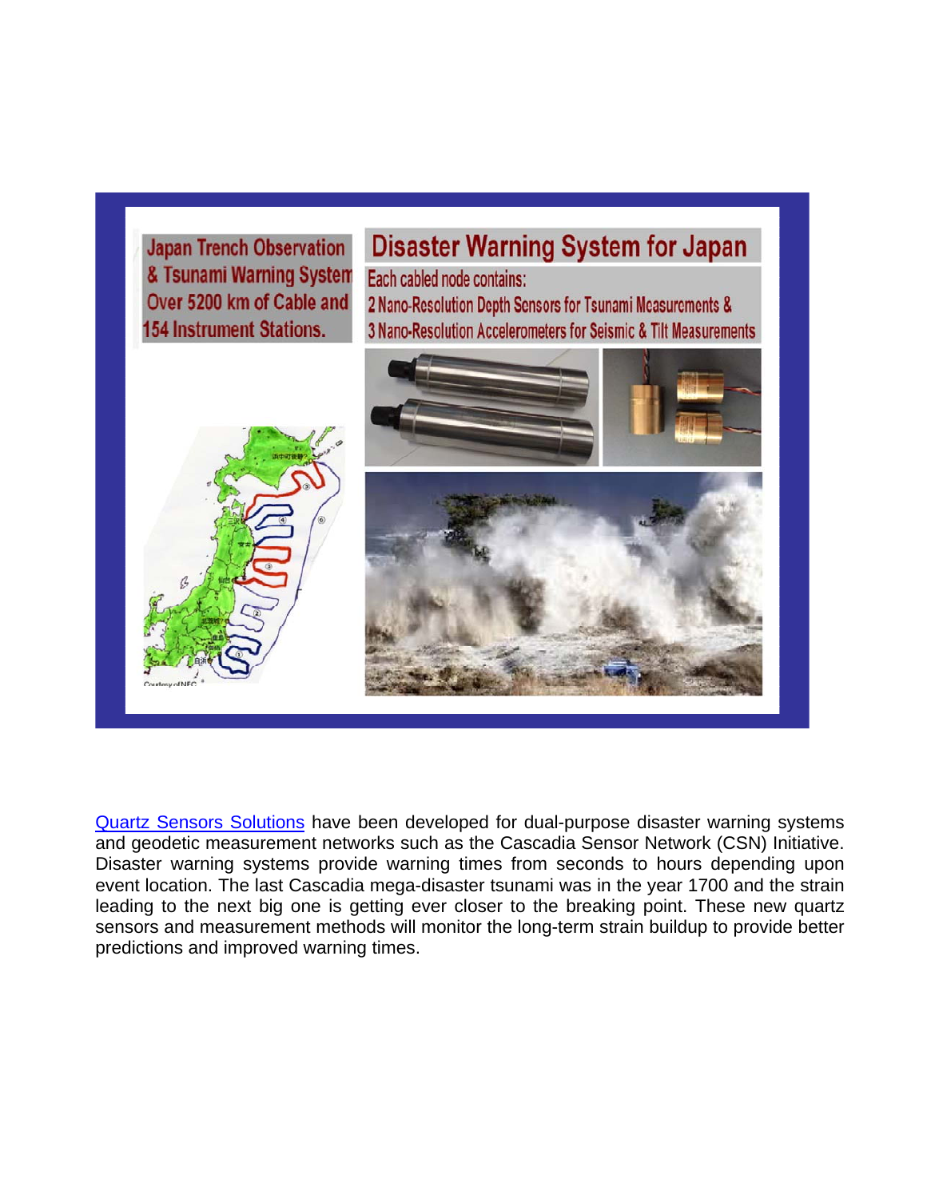Japan Trench Observation & Tsunami Warning System

Over 5200 km of Cable and 154 Instrument Stations.

Disaster Warning System for Japan

Each cabled node contains:

2 Nano-Resolution Depth Sensors for Tsunami Measurements &

3 Nano-Resolution Accelerometers for Seismic & Tilt Measurements

Courtesy of NEC

[Quartz Sensors Solutions] have been developed for dual-purpose disaster warning systems and geodetic measurement networks such as the Cascadia Sensor Network (CSN) Initiative. Disaster warning systems provide warning times from seconds to hours depending upon event location. The last Cascadia mega-disaster tsunami was in the year 1700 and the strain leading to the next big one is getting ever closer to the breaking point. These new quartz sensors and measurement methods will monitor the long-term strain buildup to provide better predictions and improved warning times.